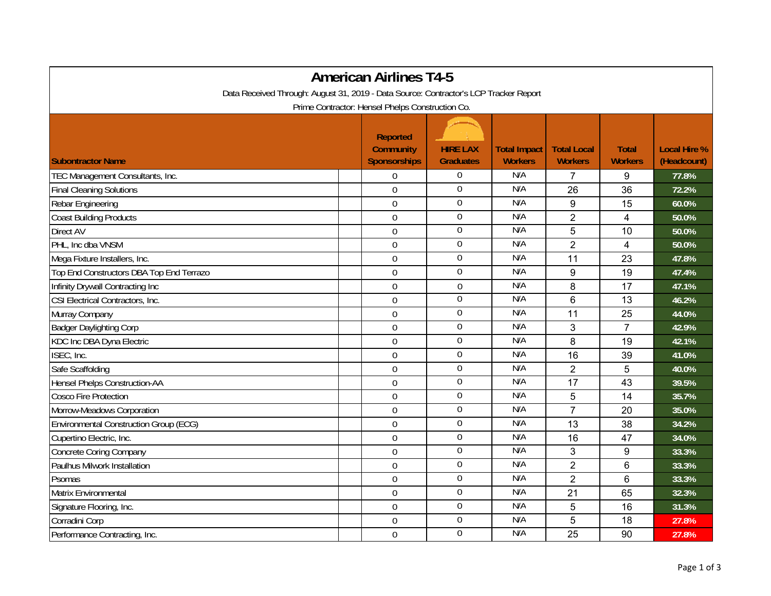# American Airlines T4-5

Data Received Through: August 31, 2019 - Data Source: Contractor's LCP Tracker Report

Prime Contractor: Hensel Phelps Construction Co.

| Subontractor Name | Reported Community Sponsorships | HIRE LAX Graduates | Total Impact Workers | Total Local Workers | Total Workers | Local Hire % (Headcount) |
|---|---|---|---|---|---|---|
| TEC Management Consultants, Inc. | 0 | 0 | N/A | 7 | 9 | 77.8% |
| Final Cleaning Solutions | 0 | 0 | N/A | 26 | 36 | 72.2% |
| Rebar Engineering | 0 | 0 | N/A | 9 | 15 | 60.0% |
| Coast Building Products | 0 | 0 | N/A | 2 | 4 | 50.0% |
| Direct AV | 0 | 0 | N/A | 5 | 10 | 50.0% |
| PHL, Inc dba VNSM | 0 | 0 | N/A | 2 | 4 | 50.0% |
| Mega Fixture Installers, Inc. | 0 | 0 | N/A | 11 | 23 | 47.8% |
| Top End Constructors DBA Top End Terrazo | 0 | 0 | N/A | 9 | 19 | 47.4% |
| Infinity Drywall Contracting Inc | 0 | 0 | N/A | 8 | 17 | 47.1% |
| CSI Electrical Contractors, Inc. | 0 | 0 | N/A | 6 | 13 | 46.2% |
| Murray Company | 0 | 0 | N/A | 11 | 25 | 44.0% |
| Badger Daylighting Corp | 0 | 0 | N/A | 3 | 7 | 42.9% |
| KDC Inc DBA Dyna Electric | 0 | 0 | N/A | 8 | 19 | 42.1% |
| ISEC, Inc. | 0 | 0 | N/A | 16 | 39 | 41.0% |
| Safe Scaffolding | 0 | 0 | N/A | 2 | 5 | 40.0% |
| Hensel Phelps Construction-AA | 0 | 0 | N/A | 17 | 43 | 39.5% |
| Cosco Fire Protection | 0 | 0 | N/A | 5 | 14 | 35.7% |
| Morrow-Meadows Corporation | 0 | 0 | N/A | 7 | 20 | 35.0% |
| Environmental Construction Group (ECG) | 0 | 0 | N/A | 13 | 38 | 34.2% |
| Cupertino Electric, Inc. | 0 | 0 | N/A | 16 | 47 | 34.0% |
| Concrete Coring Company | 0 | 0 | N/A | 3 | 9 | 33.3% |
| Paulhus Milwork Installation | 0 | 0 | N/A | 2 | 6 | 33.3% |
| Psomas | 0 | 0 | N/A | 2 | 6 | 33.3% |
| Matrix Environmental | 0 | 0 | N/A | 21 | 65 | 32.3% |
| Signature Flooring, Inc. | 0 | 0 | N/A | 5 | 16 | 31.3% |
| Corradini Corp | 0 | 0 | N/A | 5 | 18 | 27.8% |
| Performance Contracting, Inc. | 0 | 0 | N/A | 25 | 90 | 27.8% |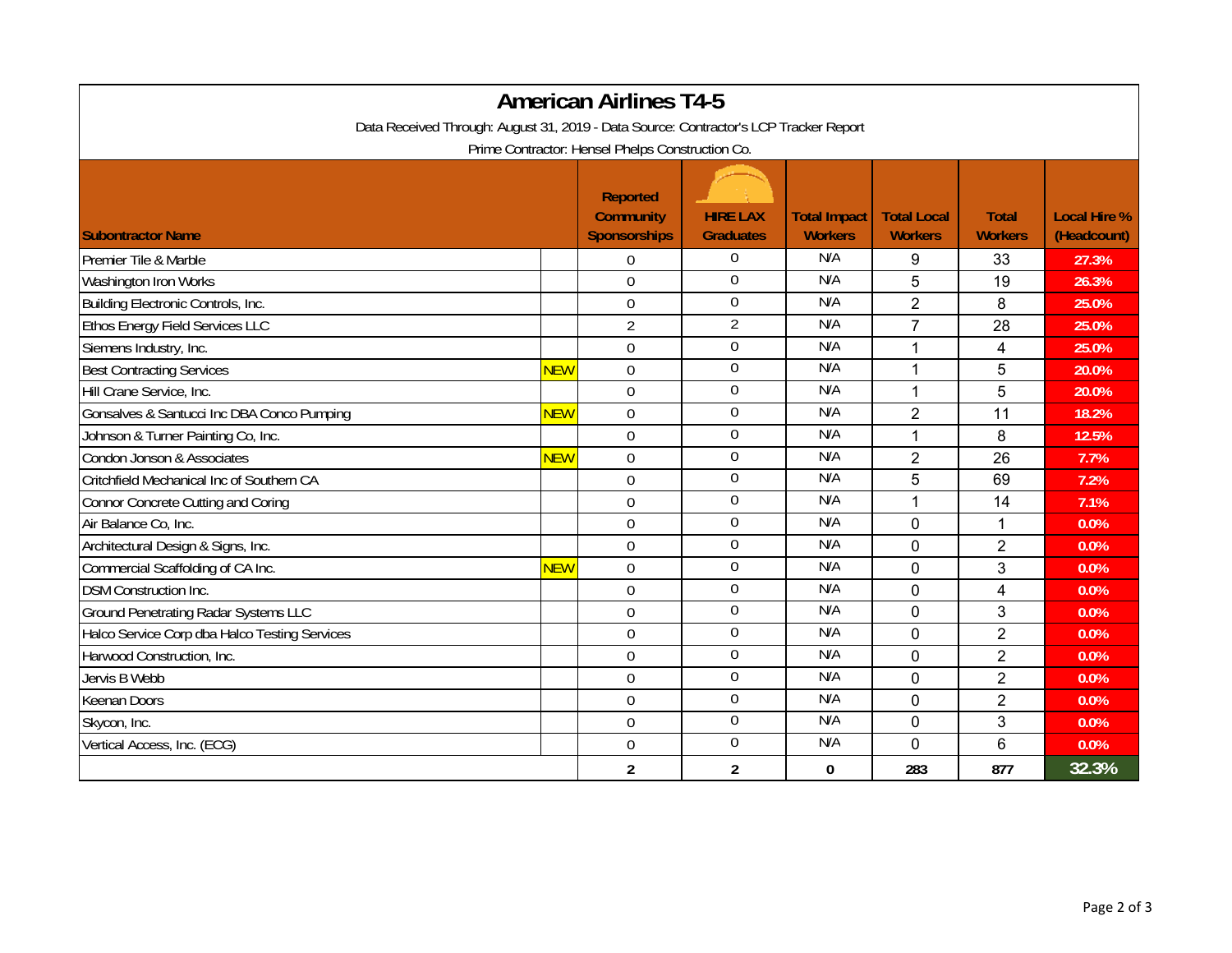# American Airlines T4-5

Data Received Through: August 31, 2019 - Data Source: Contractor's LCP Tracker Report

Prime Contractor: Hensel Phelps Construction Co.

| Subontractor Name | | Reported Community Sponsorships | HIRE LAX Graduates | Total Impact Workers | Total Local Workers | Total Workers | Local Hire % (Headcount) |
|---|---|---|---|---|---|---|---|
| Premier Tile & Marble | | 0 | 0 | N/A | 9 | 33 | 27.3% |
| Washington Iron Works | | 0 | 0 | N/A | 5 | 19 | 26.3% |
| Building Electronic Controls, Inc. | | 0 | 0 | N/A | 2 | 8 | 25.0% |
| Ethos Energy Field Services LLC | | 2 | 2 | N/A | 7 | 28 | 25.0% |
| Siemens Industry, Inc. | | 0 | 0 | N/A | 1 | 4 | 25.0% |
| Best Contracting Services | NEW | 0 | 0 | N/A | 1 | 5 | 20.0% |
| Hill Crane Service, Inc. | | 0 | 0 | N/A | 1 | 5 | 20.0% |
| Gonsalves & Santucci Inc DBA Conco Pumping | NEW | 0 | 0 | N/A | 2 | 11 | 18.2% |
| Johnson & Turner Painting Co, Inc. | | 0 | 0 | N/A | 1 | 8 | 12.5% |
| Condon Jonson & Associates | NEW | 0 | 0 | N/A | 2 | 26 | 7.7% |
| Critchfield Mechanical Inc of Southern CA | | 0 | 0 | N/A | 5 | 69 | 7.2% |
| Connor Concrete Cutting and Coring | | 0 | 0 | N/A | 1 | 14 | 7.1% |
| Air Balance Co, Inc. | | 0 | 0 | N/A | 0 | 1 | 0.0% |
| Architectural Design & Signs, Inc. | | 0 | 0 | N/A | 0 | 2 | 0.0% |
| Commercial Scaffolding of CA Inc. | NEW | 0 | 0 | N/A | 0 | 3 | 0.0% |
| DSM Construction Inc. | | 0 | 0 | N/A | 0 | 4 | 0.0% |
| Ground Penetrating Radar Systems LLC | | 0 | 0 | N/A | 0 | 3 | 0.0% |
| Halco Service Corp dba Halco Testing Services | | 0 | 0 | N/A | 0 | 2 | 0.0% |
| Harwood Construction, Inc. | | 0 | 0 | N/A | 0 | 2 | 0.0% |
| Jervis B Webb | | 0 | 0 | N/A | 0 | 2 | 0.0% |
| Keenan Doors | | 0 | 0 | N/A | 0 | 2 | 0.0% |
| Skycon, Inc. | | 0 | 0 | N/A | 0 | 3 | 0.0% |
| Vertical Access, Inc. (ECG) | | 0 | 0 | N/A | 0 | 6 | 0.0% |
| | | 2 | 2 | 0 | 283 | 877 | 32.3% |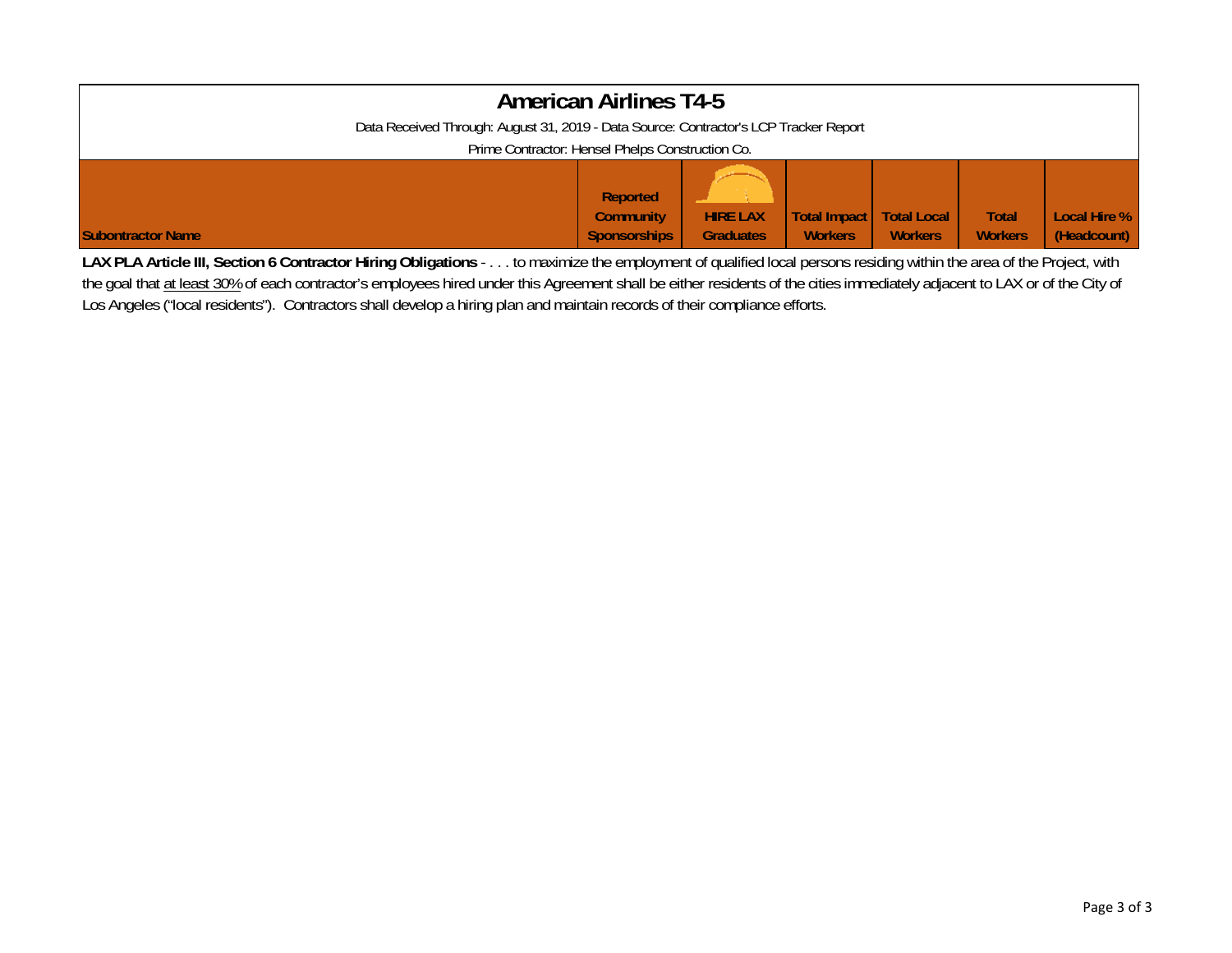# American Airlines T4-5

Data Received Through: August 31, 2019 - Data Source: Contractor's LCP Tracker Report

Prime Contractor: Hensel Phelps Construction Co.

| Subcontractor Name | Reported Community Sponsorships | HIRE LAX Graduates | Total Impact Workers | Total Local Workers | Total Workers | Local Hire % (Headcount) |
|---|---|---|---|---|---|---|

**LAX PLA Article III, Section 6 Contractor Hiring Obligations** - . . . to maximize the employment of qualified local persons residing within the area of the Project, with the goal that at least 30% of each contractor's employees hired under this Agreement shall be either residents of the cities immediately adjacent to LAX or of the City of Los Angeles ("local residents"). Contractors shall develop a hiring plan and maintain records of their compliance efforts.